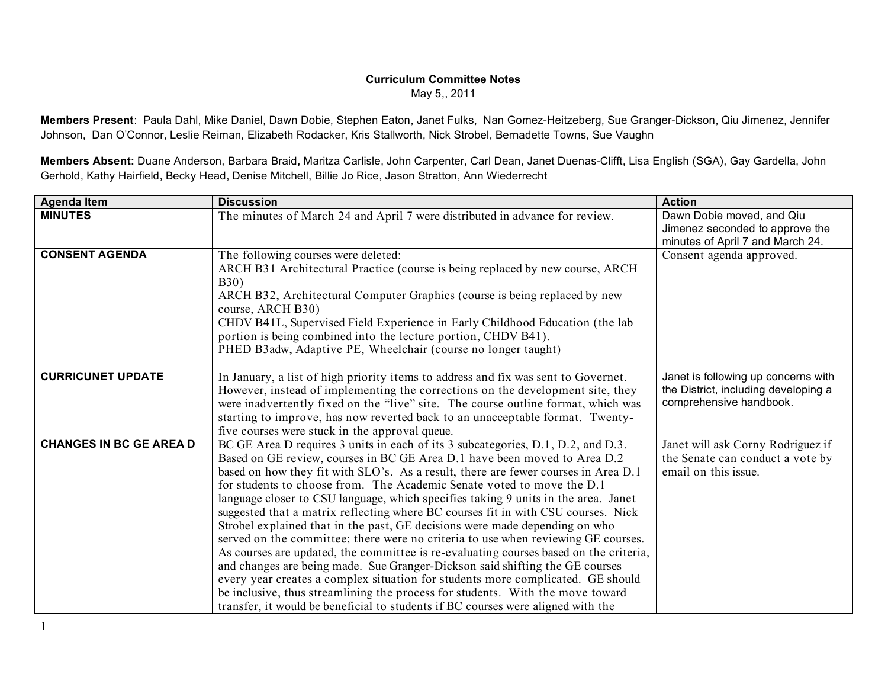**Curriculum Committee Notes**
May 5,, 2011

**Members Present**: Paula Dahl, Mike Daniel, Dawn Dobie, Stephen Eaton, Janet Fulks, Nan Gomez-Heitzeberg, Sue Granger-Dickson, Qiu Jimenez, Jennifer Johnson, Dan O'Connor, Leslie Reiman, Elizabeth Rodacker, Kris Stallworth, Nick Strobel, Bernadette Towns, Sue Vaughn

**Members Absent:** Duane Anderson, Barbara Braid**,** Maritza Carlisle, John Carpenter, Carl Dean, Janet Duenas-Clifft, Lisa English (SGA), Gay Gardella, John Gerhold, Kathy Hairfield, Becky Head, Denise Mitchell, Billie Jo Rice, Jason Stratton, Ann Wiederrecht

| Agenda Item | Discussion | Action |
| --- | --- | --- |
| **MINUTES** | The minutes of March 24 and April 7 were distributed in advance for review. | Dawn Dobie moved, and Qiu Jimenez seconded to approve the minutes of April 7 and March 24. |
| **CONSENT AGENDA** | The following courses were deleted:<br>ARCH B31 Architectural Practice (course is being replaced by new course, ARCH B30)<br>ARCH B32, Architectural Computer Graphics (course is being replaced by new course, ARCH B30)<br>CHDV B41L, Supervised Field Experience in Early Childhood Education (the lab portion is being combined into the lecture portion, CHDV B41).<br>PHED B3adw, Adaptive PE, Wheelchair (course no longer taught) | Consent agenda approved. |
| **CURRICUNET UPDATE** | In January, a list of high priority items to address and fix was sent to Governet. However, instead of implementing the corrections on the development site, they were inadvertently fixed on the "live" site. The course outline format, which was starting to improve, has now reverted back to an unacceptable format. Twenty-five courses were stuck in the approval queue. | Janet is following up concerns with the District, including developing a comprehensive handbook. |
| **CHANGES IN BC GE AREA D** | BC GE Area D requires 3 units in each of its 3 subcategories, D.1, D.2, and D.3. Based on GE review, courses in BC GE Area D.1 have been moved to Area D.2 based on how they fit with SLO's. As a result, there are fewer courses in Area D.1 for students to choose from. The Academic Senate voted to move the D.1 language closer to CSU language, which specifies taking 9 units in the area. Janet suggested that a matrix reflecting where BC courses fit in with CSU courses. Nick Strobel explained that in the past, GE decisions were made depending on who served on the committee; there were no criteria to use when reviewing GE courses. As courses are updated, the committee is re-evaluating courses based on the criteria, and changes are being made. Sue Granger-Dickson said shifting the GE courses every year creates a complex situation for students more complicated. GE should be inclusive, thus streamlining the process for students. With the move toward transfer, it would be beneficial to students if BC courses were aligned with the | Janet will ask Corny Rodriguez if the Senate can conduct a vote by email on this issue. |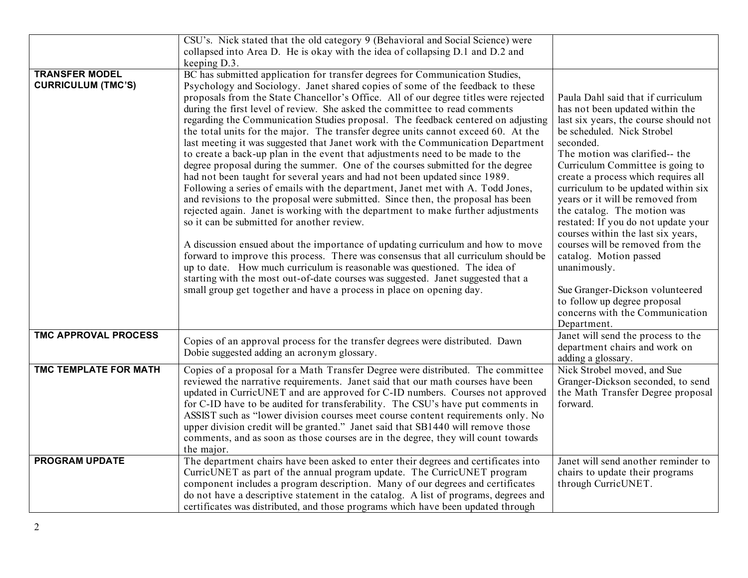| | | |
|---|---|---|
| | CSU's. Nick stated that the old category 9 (Behavioral and Social Science) were collapsed into Area D. He is okay with the idea of collapsing D.1 and D.2 and keeping D.3. | |
| **TRANSFER MODEL CURRICULUM (TMC'S)** | BC has submitted application for transfer degrees for Communication Studies, Psychology and Sociology. Janet shared copies of some of the feedback to these proposals from the State Chancellor's Office. All of our degree titles were rejected during the first level of review. She asked the committee to read comments regarding the Communication Studies proposal. The feedback centered on adjusting the total units for the major. The transfer degree units cannot exceed 60. At the last meeting it was suggested that Janet work with the Communication Department to create a back-up plan in the event that adjustments need to be made to the degree proposal during the summer. One of the courses submitted for the degree had not been taught for several years and had not been updated since 1989. Following a series of emails with the department, Janet met with A. Todd Jones, and revisions to the proposal were submitted. Since then, the proposal has been rejected again. Janet is working with the department to make further adjustments so it can be submitted for another review.<br><br>A discussion ensued about the importance of updating curriculum and how to move forward to improve this process. There was consensus that all curriculum should be up to date. How much curriculum is reasonable was questioned. The idea of starting with the most out-of-date courses was suggested. Janet suggested that a small group get together and have a process in place on opening day. | Paula Dahl said that if curriculum has not been updated within the last six years, the course should not be scheduled. Nick Strobel seconded.<br>The motion was clarified-- the Curriculum Committee is going to create a process which requires all curriculum to be updated within six years or it will be removed from the catalog. The motion was restated: If you do not update your courses within the last six years, courses will be removed from the catalog. Motion passed unanimously.<br><br>Sue Granger-Dickson volunteered to follow up degree proposal concerns with the Communication Department. |
| **TMC APPROVAL PROCESS** | Copies of an approval process for the transfer degrees were distributed. Dawn Dobie suggested adding an acronym glossary. | Janet will send the process to the department chairs and work on adding a glossary. |
| **TMC TEMPLATE FOR MATH** | Copies of a proposal for a Math Transfer Degree were distributed. The committee reviewed the narrative requirements. Janet said that our math courses have been updated in CurricUNET and are approved for C-ID numbers. Courses not approved for C-ID have to be audited for transferability. The CSU's have put comments in ASSIST such as "lower division courses meet course content requirements only. No upper division credit will be granted." Janet said that SB1440 will remove those comments, and as soon as those courses are in the degree, they will count towards the major. | Nick Strobel moved, and Sue Granger-Dickson seconded, to send the Math Transfer Degree proposal forward. |
| **PROGRAM UPDATE** | The department chairs have been asked to enter their degrees and certificates into CurricUNET as part of the annual program update. The CurricUNET program component includes a program description. Many of our degrees and certificates do not have a descriptive statement in the catalog. A list of programs, degrees and certificates was distributed, and those programs which have been updated through | Janet will send another reminder to chairs to update their programs through CurricUNET. |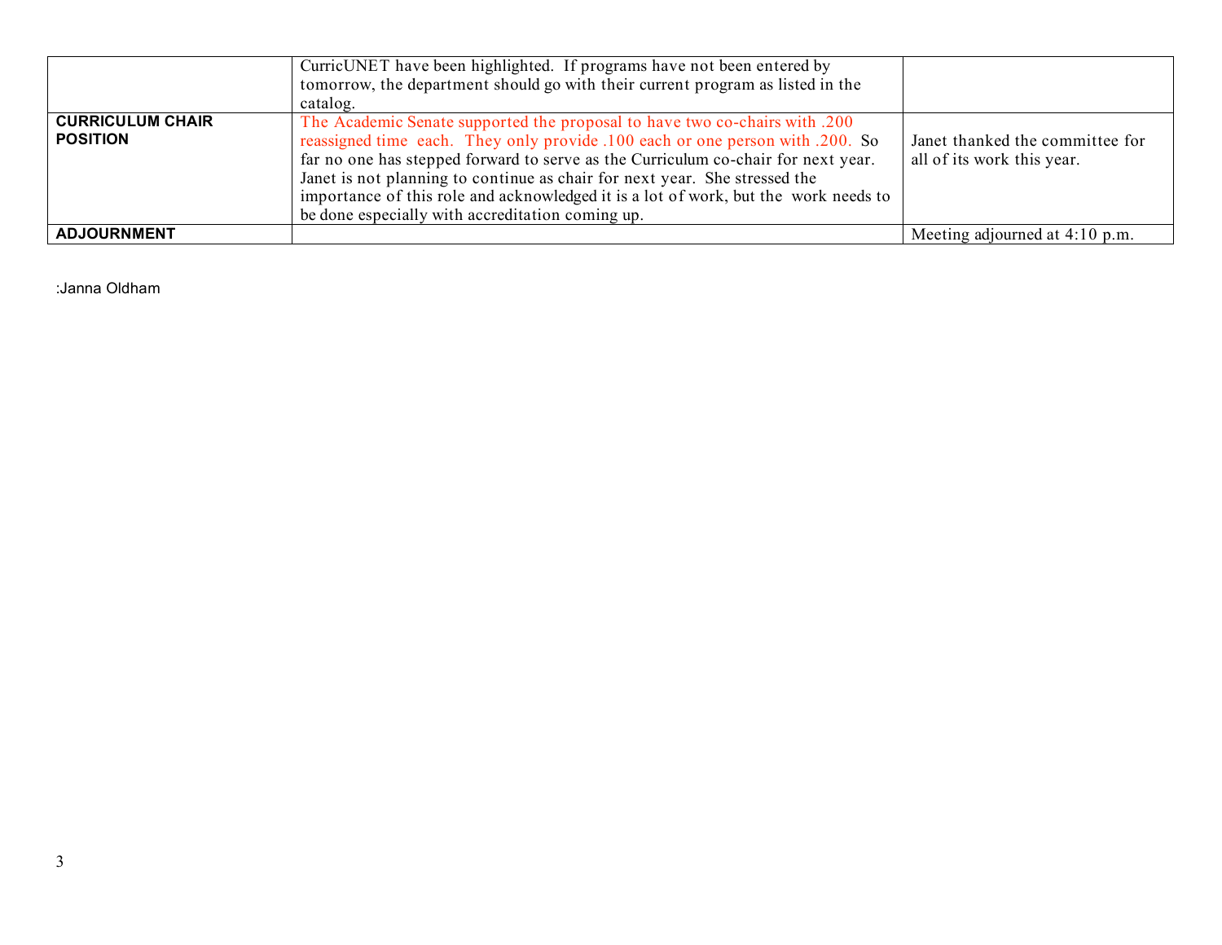| | | |
|---|---|---|
| | CurricUNET have been highlighted. If programs have not been entered by tomorrow, the department should go with their current program as listed in the catalog. | |
| **CURRICULUM CHAIR POSITION** | The Academic Senate supported the proposal to have two co-chairs with .200 reassigned time each. They only provide .100 each or one person with .200. So far no one has stepped forward to serve as the Curriculum co-chair for next year. Janet is not planning to continue as chair for next year. She stressed the importance of this role and acknowledged it is a lot of work, but the work needs to be done especially with accreditation coming up. | Janet thanked the committee for all of its work this year. |
| **ADJOURNMENT** | | Meeting adjourned at 4:10 p.m. |

:Janna Oldham